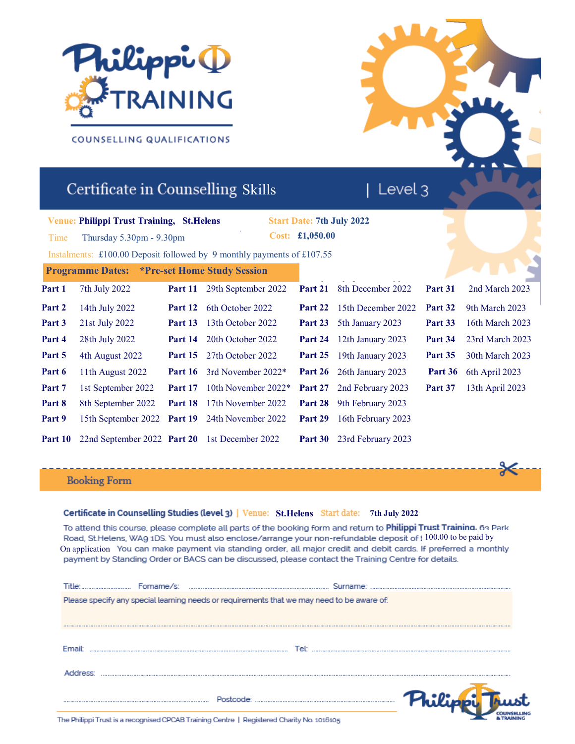# Philippi Training

COUNSELLING QUALIFICATIONS

## Certificate in Counselling Skills | Level 3

**Venue: Philippi Trust Training, St.Helens**

**Start Date: 7th July 2022**

Time Thursday 5.30pm - 9.30pm

**Cost: £1,050.00**

Instalments: £100.00 Deposit followed by 9 monthly payments of £107.55

**Programme Dates: *Pre-set Home Study Session**

| | | | | | | | |
|---|---|---|---|---|---|---|---|
| **Part 1** | 7th July 2022 | **Part 11** | 29th September 2022 | **Part 21** | 8th December 2022 | **Part 31** | 2nd March 2023 |
| **Part 2** | 14th July 2022 | **Part 12** | 6th October 2022 | **Part 22** | 15th December 2022 | **Part 32** | 9th March 2023 |
| **Part 3** | 21st July 2022 | **Part 13** | 13th October 2022 | **Part 23** | 5th January 2023 | **Part 33** | 16th March 2023 |
| **Part 4** | 28th July 2022 | **Part 14** | 20th October 2022 | **Part 24** | 12th January 2023 | **Part 34** | 23rd March 2023 |
| **Part 5** | 4th August 2022 | **Part 15** | 27th October 2022 | **Part 25** | 19th January 2023 | **Part 35** | 30th March 2023 |
| **Part 6** | 11th August 2022 | **Part 16** | 3rd November 2022* | **Part 26** | 26th January 2023 | **Part 36** | 6th April 2023 |
| **Part 7** | 1st September 2022 | **Part 17** | 10th November 2022* | **Part 27** | 2nd February 2023 | **Part 37** | 13th April 2023 |
| **Part 8** | 8th September 2022 | **Part 18** | 17th November 2022 | **Part 28** | 9th February 2023 | | |
| **Part 9** | 15th September 2022 | **Part 19** | 24th November 2022 | **Part 29** | 16th February 2023 | | |
| **Part 10** | 22nd September 2022 | **Part 20** | 1st December 2022 | **Part 30** | 23rd February 2023 | | |

---

## Booking Form

**Certificate in Counselling Studies (level 3)** | Venue: **St.Helens** Start date: **7th July 2022**

To attend this course, please complete all parts of the booking form and return to **Philippi Trust Training**, 63 Park Road, St.Helens, WA9 1DS. You must also enclose/arrange your non-refundable deposit of £100.00 to be paid by On application You can make payment via standing order, all major credit and debit cards. If preferred a monthly payment by Standing Order or BACS can be discussed, please contact the Training Centre for details.

Title:.......................... Forname/s: .......................................................................... Surname: ..........................................................................

Please specify any special learning needs or requirements that we may need to be aware of:

..........................................................................................................................................................................................................................

Email: .......................................................................................... Tel: ..........................................................................................

Address: ..........................................................................................................................................................................................................

.......................................................................... Postcode: ..........................................................................

Philippi Trust COUNSELLING & TRAINING

The Philippi Trust is a recognised CPCAB Training Centre | Registered Charity No. 1016105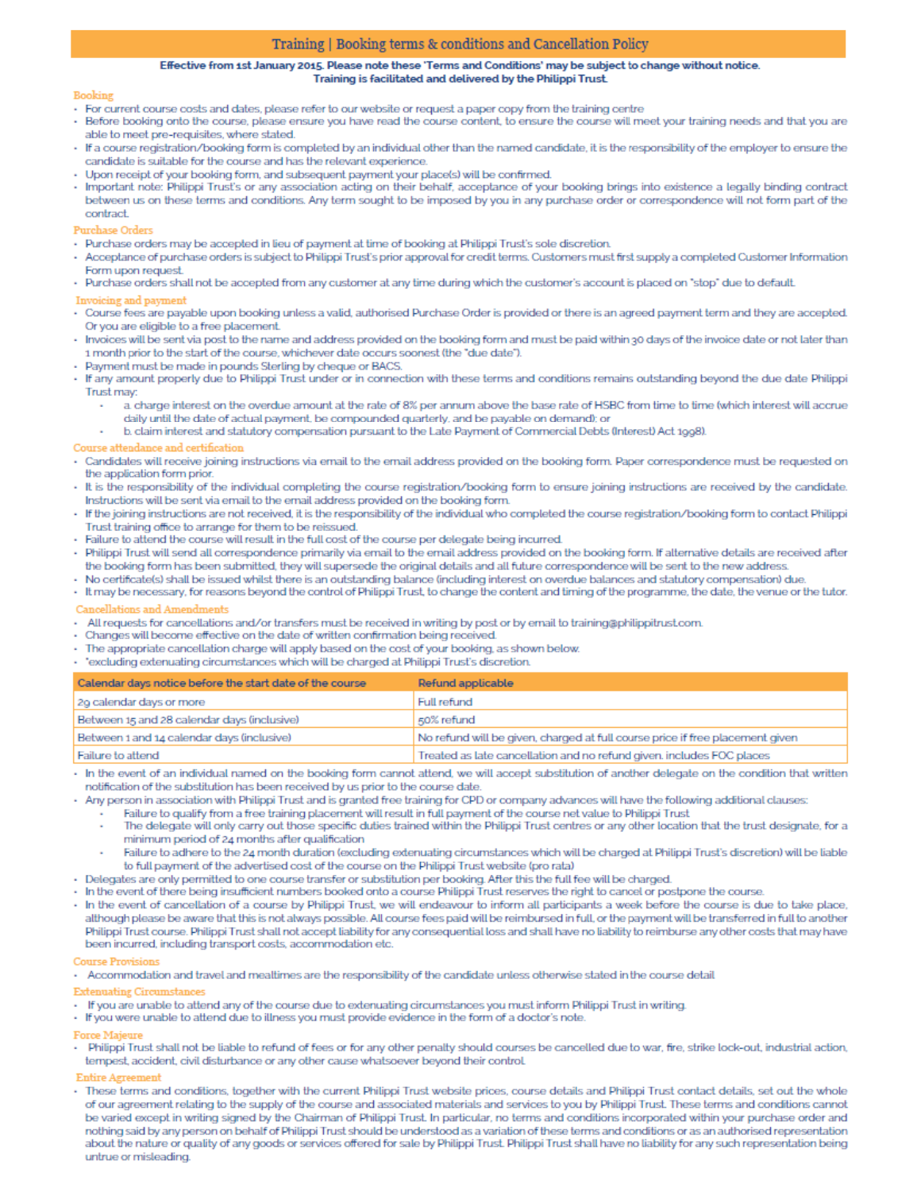# Training | Booking terms & conditions and Cancellation Policy

**Effective from 1st January 2015. Please note these 'Terms and Conditions' may be subject to change without notice.**
**Training is facilitated and delivered by the Philippi Trust.**

## Booking

- For current course costs and dates, please refer to our website or request a paper copy from the training centre
- Before booking onto the course, please ensure you have read the course content, to ensure the course will meet your training needs and that you are able to meet pre-requisites, where stated.
- If a course registration/booking form is completed by an individual other than the named candidate, it is the responsibility of the employer to ensure the candidate is suitable for the course and has the relevant experience.
- Upon receipt of your booking form, and subsequent payment your place(s) will be confirmed.
- Important note: Philippi Trust's or any association acting on their behalf, acceptance of your booking brings into existence a legally binding contract between us on these terms and conditions. Any term sought to be imposed by you in any purchase order or correspondence will not form part of the contract.

## Purchase Orders

- Purchase orders may be accepted in lieu of payment at time of booking at Philippi Trust's sole discretion.
- Acceptance of purchase orders is subject to Philippi Trust's prior approval for credit terms. Customers must first supply a completed Customer Information Form upon request.
- Purchase orders shall not be accepted from any customer at any time during which the customer's account is placed on "stop" due to default.

## Invoicing and payment

- Course fees are payable upon booking unless a valid, authorised Purchase Order is provided or there is an agreed payment term and they are accepted. Or you are eligible to a free placement.
- Invoices will be sent via post to the name and address provided on the booking form and must be paid within 30 days of the invoice date or not later than 1 month prior to the start of the course, whichever date occurs soonest (the "due date").
- Payment must be made in pounds Sterling by cheque or BACS.
- If any amount properly due to Philippi Trust under or in connection with these terms and conditions remains outstanding beyond the due date Philippi Trust may:
  - a. charge interest on the overdue amount at the rate of 8% per annum above the base rate of HSBC from time to time (which interest will accrue daily until the date of actual payment, be compounded quarterly, and be payable on demand); or
  - b. claim interest and statutory compensation pursuant to the Late Payment of Commercial Debts (Interest) Act 1998).

## Course attendance and certification

- Candidates will receive joining instructions via email to the email address provided on the booking form. Paper correspondence must be requested on the application form prior.
- It is the responsibility of the individual completing the course registration/booking form to ensure joining instructions are received by the candidate. Instructions will be sent via email to the email address provided on the booking form.
- If the joining instructions are not received, it is the responsibility of the individual who completed the course registration/booking form to contact Philippi Trust training office to arrange for them to be reissued.
- Failure to attend the course will result in the full cost of the course per delegate being incurred.
- Philippi Trust will send all correspondence primarily via email to the email address provided on the booking form. If alternative details are received after the booking form has been submitted, they will supersede the original details and all future correspondence will be sent to the new address.
- No certificate(s) shall be issued whilst there is an outstanding balance (including interest on overdue balances and statutory compensation) due.
- It may be necessary, for reasons beyond the control of Philippi Trust, to change the content and timing of the programme, the date, the venue or the tutor.

## Cancellations and Amendments

- All requests for cancellations and/or transfers must be received in writing by post or by email to training@philippitrust.com.
- Changes will become effective on the date of written confirmation being received.
- The appropriate cancellation charge will apply based on the cost of your booking, as shown below.
- *excluding extenuating circumstances which will be charged at Philippi Trust's discretion.

| Calendar days notice before the start date of the course | Refund applicable |
|---|---|
| 29 calendar days or more | Full refund |
| Between 15 and 28 calendar days (inclusive) | 50% refund |
| Between 1 and 14 calendar days (inclusive) | No refund will be given, charged at full course price if free placement given |
| Failure to attend | Treated as late cancellation and no refund given. includes FOC places |

- In the event of an individual named on the booking form cannot attend, we will accept substitution of another delegate on the condition that written notification of the substitution has been received by us prior to the course date.
- Any person in association with Philippi Trust and is granted free training for CPD or company advances will have the following additional clauses:
  - Failure to qualify from a free training placement will result in full payment of the course net value to Philippi Trust
  - The delegate will only carry out those specific duties trained within the Philippi Trust centres or any other location that the trust designate, for a minimum period of 24 months after qualification
  - Failure to adhere to the 24 month duration (excluding extenuating circumstances which will be charged at Philippi Trust's discretion) will be liable to full payment of the advertised cost of the course on the Philippi Trust website (pro rata)
- Delegates are only permitted to one course transfer or substitution per booking. After this the full fee will be charged.
- In the event of there being insufficient numbers booked onto a course Philippi Trust reserves the right to cancel or postpone the course.
- In the event of cancellation of a course by Philippi Trust, we will endeavour to inform all participants a week before the course is due to take place, although please be aware that this is not always possible. All course fees paid will be reimbursed in full, or the payment will be transferred in full to another Philippi Trust course. Philippi Trust shall not accept liability for any consequential loss and shall have no liability to reimburse any other costs that may have been incurred, including transport costs, accommodation etc.

## Course Provisions

- Accommodation and travel and mealtimes are the responsibility of the candidate unless otherwise stated in the course detail

## Extenuating Circumstances

- If you are unable to attend any of the course due to extenuating circumstances you must inform Philippi Trust in writing.
- If you were unable to attend due to illness you must provide evidence in the form of a doctor's note.

## Force Majeure

- Philippi Trust shall not be liable to refund of fees or for any other penalty should courses be cancelled due to war, fire, strike lock-out, industrial action, tempest, accident, civil disturbance or any other cause whatsoever beyond their control.

## Entire Agreement

- These terms and conditions, together with the current Philippi Trust website prices, course details and Philippi Trust contact details, set out the whole of our agreement relating to the supply of the course and associated materials and services to you by Philippi Trust. These terms and conditions cannot be varied except in writing signed by the Chairman of Philippi Trust. In particular, no terms and conditions incorporated within your purchase order and nothing said by any person on behalf of Philippi Trust should be understood as a variation of these terms and conditions or as an authorised representation about the nature or quality of any goods or services offered for sale by Philippi Trust. Philippi Trust shall have no liability for any such representation being untrue or misleading.